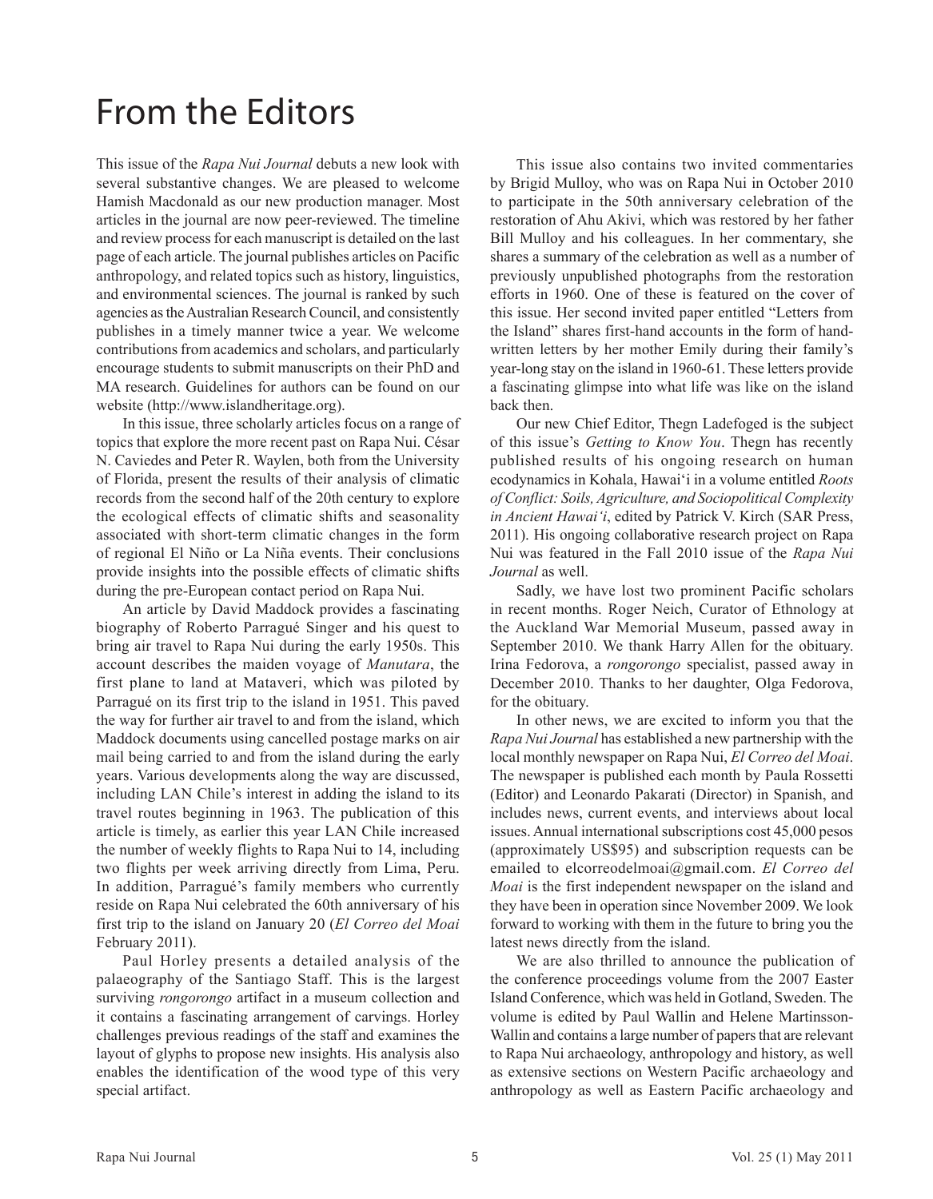# From the Editors

This issue of the *Rapa Nui Journal* debuts a new look with several substantive changes. We are pleased to welcome Hamish Macdonald as our new production manager. Most articles in the journal are now peer-reviewed. The timeline and review process for each manuscript is detailed on the last page of each article. The journal publishes articles on Pacific anthropology, and related topics such as history, linguistics, and environmental sciences. The journal is ranked by such agencies as the Australian Research Council, and consistently publishes in a timely manner twice a year. We welcome contributions from academics and scholars, and particularly encourage students to submit manuscripts on their PhD and MA research. Guidelines for authors can be found on our website (http://www.islandheritage.org).

In this issue, three scholarly articles focus on a range of topics that explore the more recent past on Rapa Nui. César N. Caviedes and Peter R. Waylen, both from the University of Florida, present the results of their analysis of climatic records from the second half of the 20th century to explore the ecological effects of climatic shifts and seasonality associated with short-term climatic changes in the form of regional El Niño or La Niña events. Their conclusions provide insights into the possible effects of climatic shifts during the pre-European contact period on Rapa Nui.

An article by David Maddock provides a fascinating biography of Roberto Parragué Singer and his quest to bring air travel to Rapa Nui during the early 1950s. This account describes the maiden voyage of *Manutara*, the first plane to land at Mataveri, which was piloted by Parragué on its first trip to the island in 1951. This paved the way for further air travel to and from the island, which Maddock documents using cancelled postage marks on air mail being carried to and from the island during the early years. Various developments along the way are discussed, including LAN Chile's interest in adding the island to its travel routes beginning in 1963. The publication of this article is timely, as earlier this year LAN Chile increased the number of weekly flights to Rapa Nui to 14, including two flights per week arriving directly from Lima, Peru. In addition, Parragué's family members who currently reside on Rapa Nui celebrated the 60th anniversary of his first trip to the island on January 20 (*El Correo del Moai* February 2011).

Paul Horley presents a detailed analysis of the palaeography of the Santiago Staff. This is the largest surviving *rongorongo* artifact in a museum collection and it contains a fascinating arrangement of carvings. Horley challenges previous readings of the staff and examines the layout of glyphs to propose new insights. His analysis also enables the identification of the wood type of this very special artifact.

This issue also contains two invited commentaries by Brigid Mulloy, who was on Rapa Nui in October 2010 to participate in the 50th anniversary celebration of the restoration of Ahu Akivi, which was restored by her father Bill Mulloy and his colleagues. In her commentary, she shares a summary of the celebration as well as a number of previously unpublished photographs from the restoration efforts in 1960. One of these is featured on the cover of this issue. Her second invited paper entitled "Letters from the Island" shares first-hand accounts in the form of hand-written letters by her mother Emily during their family's year-long stay on the island in 1960-61. These letters provide a fascinating glimpse into what life was like on the island back then.

Our new Chief Editor, Thegn Ladefoged is the subject of this issue's *Getting to Know You*. Thegn has recently published results of his ongoing research on human ecodynamics in Kohala, Hawai'i in a volume entitled *Roots of Conflict: Soils, Agriculture, and Sociopolitical Complexity in Ancient Hawai'i*, edited by Patrick V. Kirch (SAR Press, 2011). His ongoing collaborative research project on Rapa Nui was featured in the Fall 2010 issue of the *Rapa Nui Journal* as well.

Sadly, we have lost two prominent Pacific scholars in recent months. Roger Neich, Curator of Ethnology at the Auckland War Memorial Museum, passed away in September 2010. We thank Harry Allen for the obituary. Irina Fedorova, a *rongorongo* specialist, passed away in December 2010. Thanks to her daughter, Olga Fedorova, for the obituary.

In other news, we are excited to inform you that the *Rapa Nui Journal* has established a new partnership with the local monthly newspaper on Rapa Nui, *El Correo del Moai*. The newspaper is published each month by Paula Rossetti (Editor) and Leonardo Pakarati (Director) in Spanish, and includes news, current events, and interviews about local issues. Annual international subscriptions cost 45,000 pesos (approximately US$95) and subscription requests can be emailed to elcorreodelmoai@gmail.com. *El Correo del Moai* is the first independent newspaper on the island and they have been in operation since November 2009. We look forward to working with them in the future to bring you the latest news directly from the island.

We are also thrilled to announce the publication of the conference proceedings volume from the 2007 Easter Island Conference, which was held in Gotland, Sweden. The volume is edited by Paul Wallin and Helene Martinsson-Wallin and contains a large number of papers that are relevant to Rapa Nui archaeology, anthropology and history, as well as extensive sections on Western Pacific archaeology and anthropology as well as Eastern Pacific archaeology and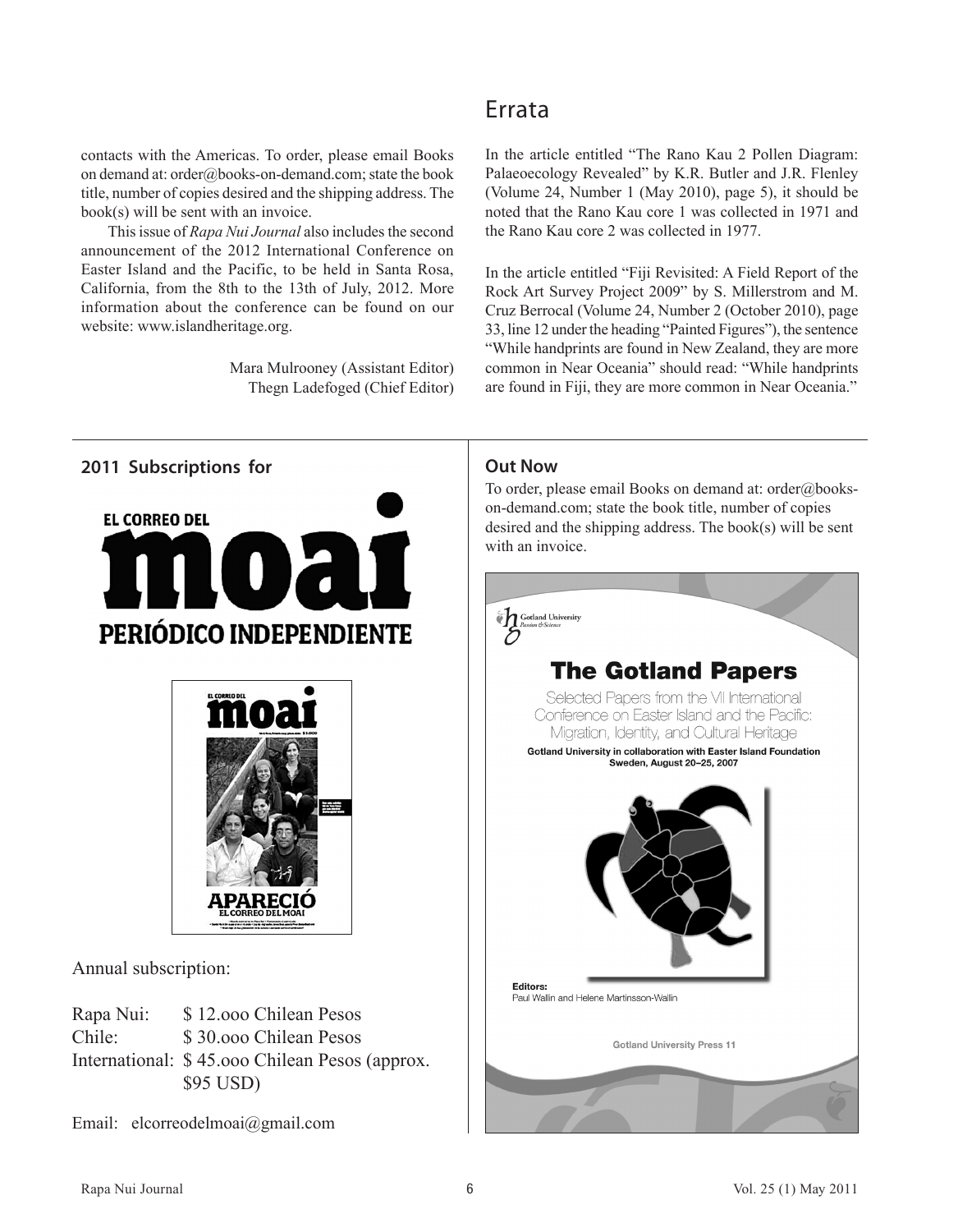contacts with the Americas. To order, please email Books on demand at: order@books-on-demand.com; state the book title, number of copies desired and the shipping address. The book(s) will be sent with an invoice.

This issue of *Rapa Nui Journal* also includes the second announcement of the 2012 International Conference on Easter Island and the Pacific, to be held in Santa Rosa, California, from the 8th to the 13th of July, 2012. More information about the conference can be found on our website: www.islandheritage.org.

Mara Mulrooney (Assistant Editor)
Thegn Ladefoged (Chief Editor)

# Errata

In the article entitled "The Rano Kau 2 Pollen Diagram: Palaeoecology Revealed" by K.R. Butler and J.R. Flenley (Volume 24, Number 1 (May 2010), page 5), it should be noted that the Rano Kau core 1 was collected in 1971 and the Rano Kau core 2 was collected in 1977.

In the article entitled "Fiji Revisited: A Field Report of the Rock Art Survey Project 2009" by S. Millerstrom and M. Cruz Berrocal (Volume 24, Number 2 (October 2010), page 33, line 12 under the heading "Painted Figures"), the sentence "While handprints are found in New Zealand, they are more common in Near Oceania" should read: "While handprints are found in Fiji, they are more common in Near Oceania."

## 2011 Subscriptions for

EL CORREO DEL moai PERIÓDICO INDEPENDIENTE

Annual subscription:

Rapa Nui: $ 12.ooo Chilean Pesos
Chile: $ 30.ooo Chilean Pesos
International: $ 45.ooo Chilean Pesos (approx. $95 USD)

Email: elcorreodelmoai@gmail.com

## Out Now

To order, please email Books on demand at: order@books-on-demand.com; state the book title, number of copies desired and the shipping address. The book(s) will be sent with an invoice.

Gotland University
Passion & Science

**The Gotland Papers**

Selected Papers from the VII International Conference on Easter Island and the Pacific: Migration, Identity, and Cultural Heritage

Gotland University in collaboration with Easter Island Foundation
Sweden, August 20–25, 2007

Editors:
Paul Wallin and Helene Martinsson-Wallin

Gotland University Press 11